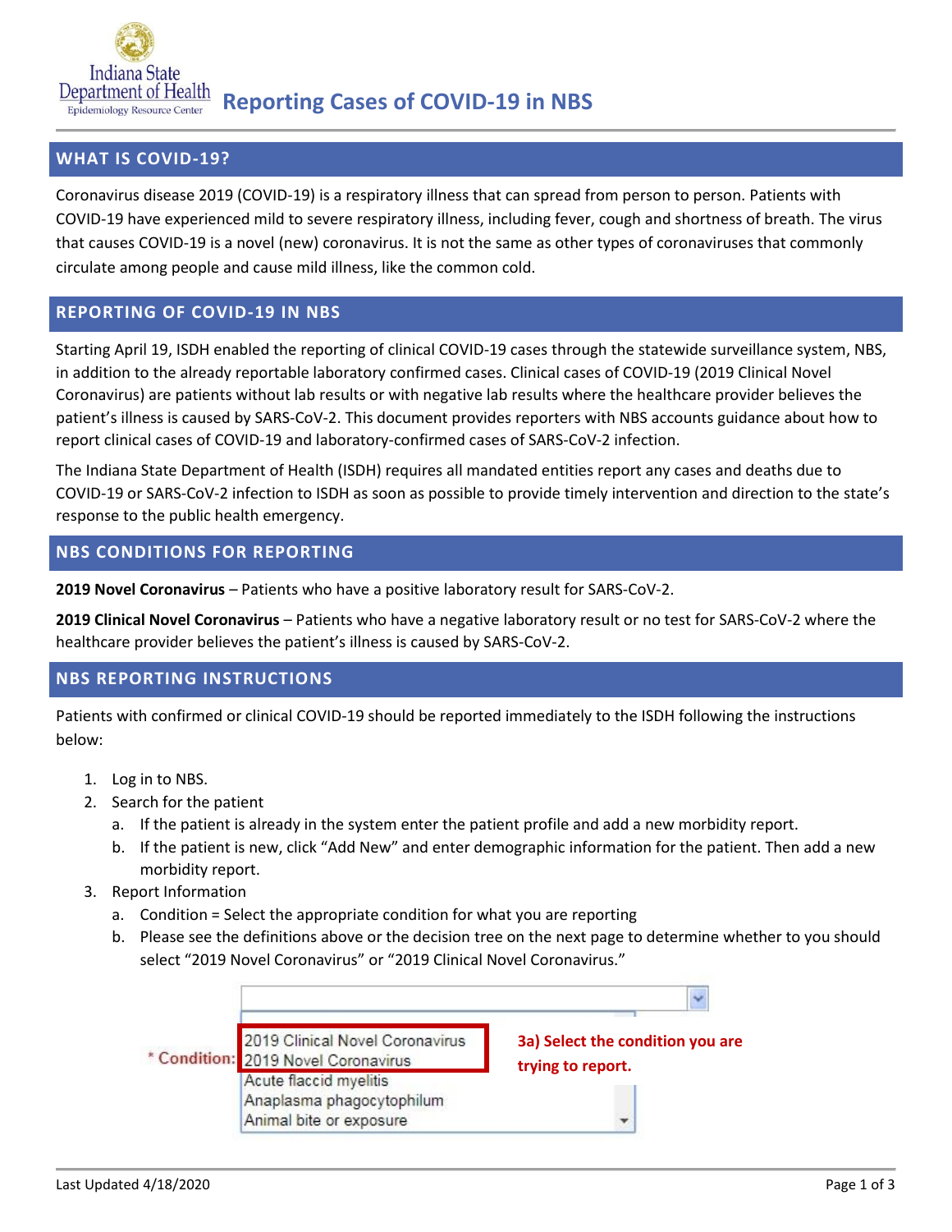# Reporting Cases of COVID-19 in NBS

Indiana State Department of Health
Epidemiology Resource Center

## WHAT IS COVID-19?

Coronavirus disease 2019 (COVID-19) is a respiratory illness that can spread from person to person. Patients with COVID-19 have experienced mild to severe respiratory illness, including fever, cough and shortness of breath. The virus that causes COVID-19 is a novel (new) coronavirus. It is not the same as other types of coronaviruses that commonly circulate among people and cause mild illness, like the common cold.

## REPORTING OF COVID-19 IN NBS

Starting April 19, ISDH enabled the reporting of clinical COVID-19 cases through the statewide surveillance system, NBS, in addition to the already reportable laboratory confirmed cases. Clinical cases of COVID-19 (2019 Clinical Novel Coronavirus) are patients without lab results or with negative lab results where the healthcare provider believes the patient's illness is caused by SARS-CoV-2. This document provides reporters with NBS accounts guidance about how to report clinical cases of COVID-19 and laboratory-confirmed cases of SARS-CoV-2 infection.

The Indiana State Department of Health (ISDH) requires all mandated entities report any cases and deaths due to COVID-19 or SARS-CoV-2 infection to ISDH as soon as possible to provide timely intervention and direction to the state's response to the public health emergency.

## NBS CONDITIONS FOR REPORTING

**2019 Novel Coronavirus** – Patients who have a positive laboratory result for SARS-CoV-2.

**2019 Clinical Novel Coronavirus** – Patients who have a negative laboratory result or no test for SARS-CoV-2 where the healthcare provider believes the patient's illness is caused by SARS-CoV-2.

## NBS REPORTING INSTRUCTIONS

Patients with confirmed or clinical COVID-19 should be reported immediately to the ISDH following the instructions below:

1. Log in to NBS.
2. Search for the patient
   a. If the patient is already in the system enter the patient profile and add a new morbidity report.
   b. If the patient is new, click "Add New" and enter demographic information for the patient. Then add a new morbidity report.
3. Report Information
   a. Condition = Select the appropriate condition for what you are reporting
   b. Please see the definitions above or the decision tree on the next page to determine whether to you should select "2019 Novel Coronavirus" or "2019 Clinical Novel Coronavirus."

\* Condition:
- 2019 Clinical Novel Coronavirus
- 2019 Novel Coronavirus
- Acute flaccid myelitis
- Anaplasma phagocytophilum
- Animal bite or exposure

3a) Select the condition you are trying to report.

Last Updated 4/18/2020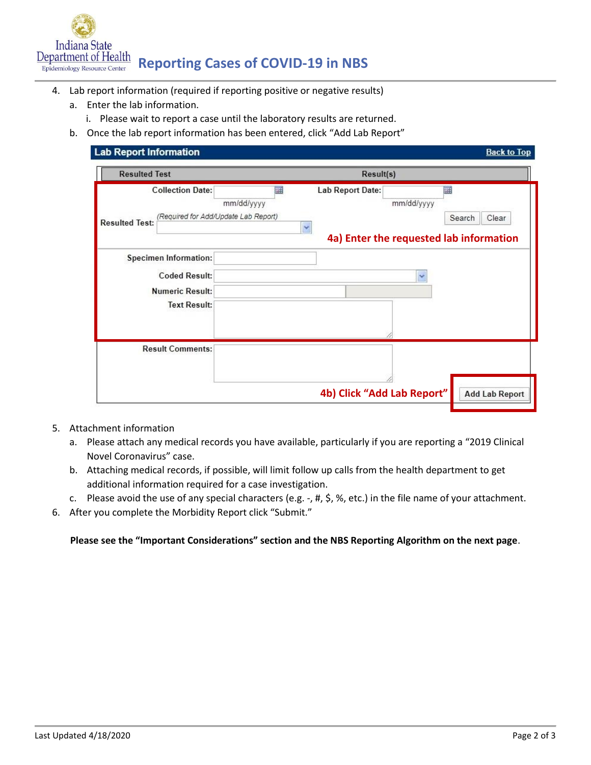4. Lab report information (required if reporting positive or negative results)
   a. Enter the lab information.
      i. Please wait to report a case until the laboratory results are returned.
   b. Once the lab report information has been entered, click "Add Lab Report"

**Lab Report Information** — Back to Top

| Resulted Test | Result(s) |
|---|---|

Collection Date: mm/dd/yyyy Lab Report Date: mm/dd/yyyy

Resulted Test: *(Required for Add/Update Lab Report)* Search Clear

**4a) Enter the requested lab information**

Specimen Information:

Coded Result:

Numeric Result:

Text Result:

Result Comments:

**4b) Click "Add Lab Report"** Add Lab Report

5. Attachment information
   a. Please attach any medical records you have available, particularly if you are reporting a "2019 Clinical Novel Coronavirus" case.
   b. Attaching medical records, if possible, will limit follow up calls from the health department to get additional information required for a case investigation.
   c. Please avoid the use of any special characters (e.g. -, #, $, %, etc.) in the file name of your attachment.
6. After you complete the Morbidity Report click "Submit."

**Please see the "Important Considerations" section and the NBS Reporting Algorithm on the next page**.

Last Updated 4/18/2020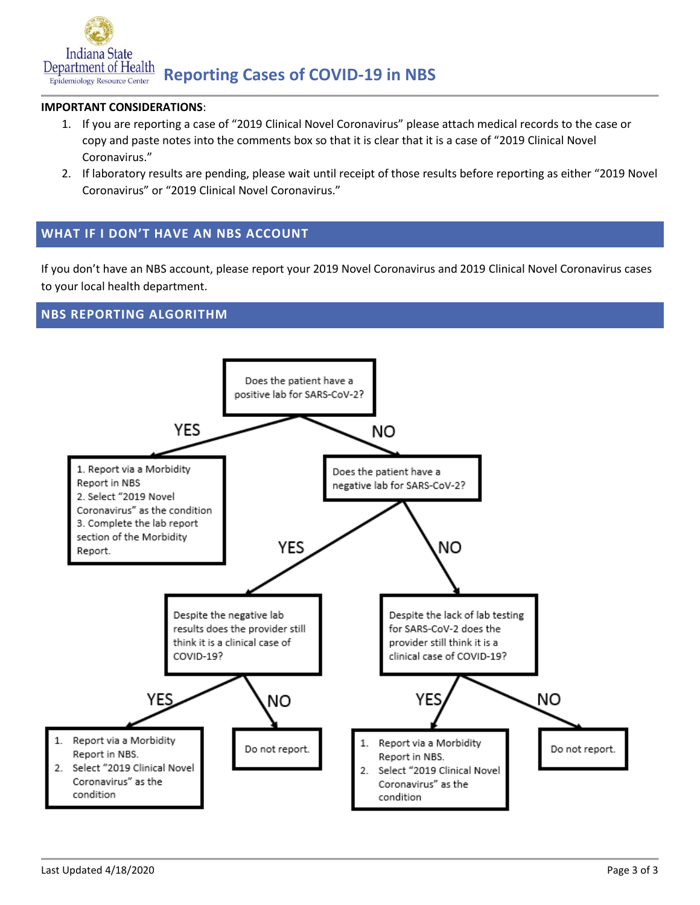# Reporting Cases of COVID-19 in NBS

**IMPORTANT CONSIDERATIONS**:

1. If you are reporting a case of "2019 Clinical Novel Coronavirus" please attach medical records to the case or copy and paste notes into the comments box so that it is clear that it is a case of "2019 Clinical Novel Coronavirus."
2. If laboratory results are pending, please wait until receipt of those results before reporting as either "2019 Novel Coronavirus" or "2019 Clinical Novel Coronavirus."

## WHAT IF I DON'T HAVE AN NBS ACCOUNT

If you don't have an NBS account, please report your 2019 Novel Coronavirus and 2019 Clinical Novel Coronavirus cases to your local health department.

## NBS REPORTING ALGORITHM

Does the patient have a positive lab for SARS-CoV-2?

YES

1. Report via a Morbidity Report in NBS
2. Select "2019 Novel Coronavirus" as the condition
3. Complete the lab report section of the Morbidity Report.

NO

Does the patient have a negative lab for SARS-CoV-2?

YES

Despite the negative lab results does the provider still think it is a clinical case of COVID-19?

YES

1. Report via a Morbidity Report in NBS.
2. Select "2019 Clinical Novel Coronavirus" as the condition

NO

Do not report.

NO

Despite the lack of lab testing for SARS-CoV-2 does the provider still think it is a clinical case of COVID-19?

YES

1. Report via a Morbidity Report in NBS.
2. Select "2019 Clinical Novel Coronavirus" as the condition

NO

Do not report.

Last Updated 4/18/2020